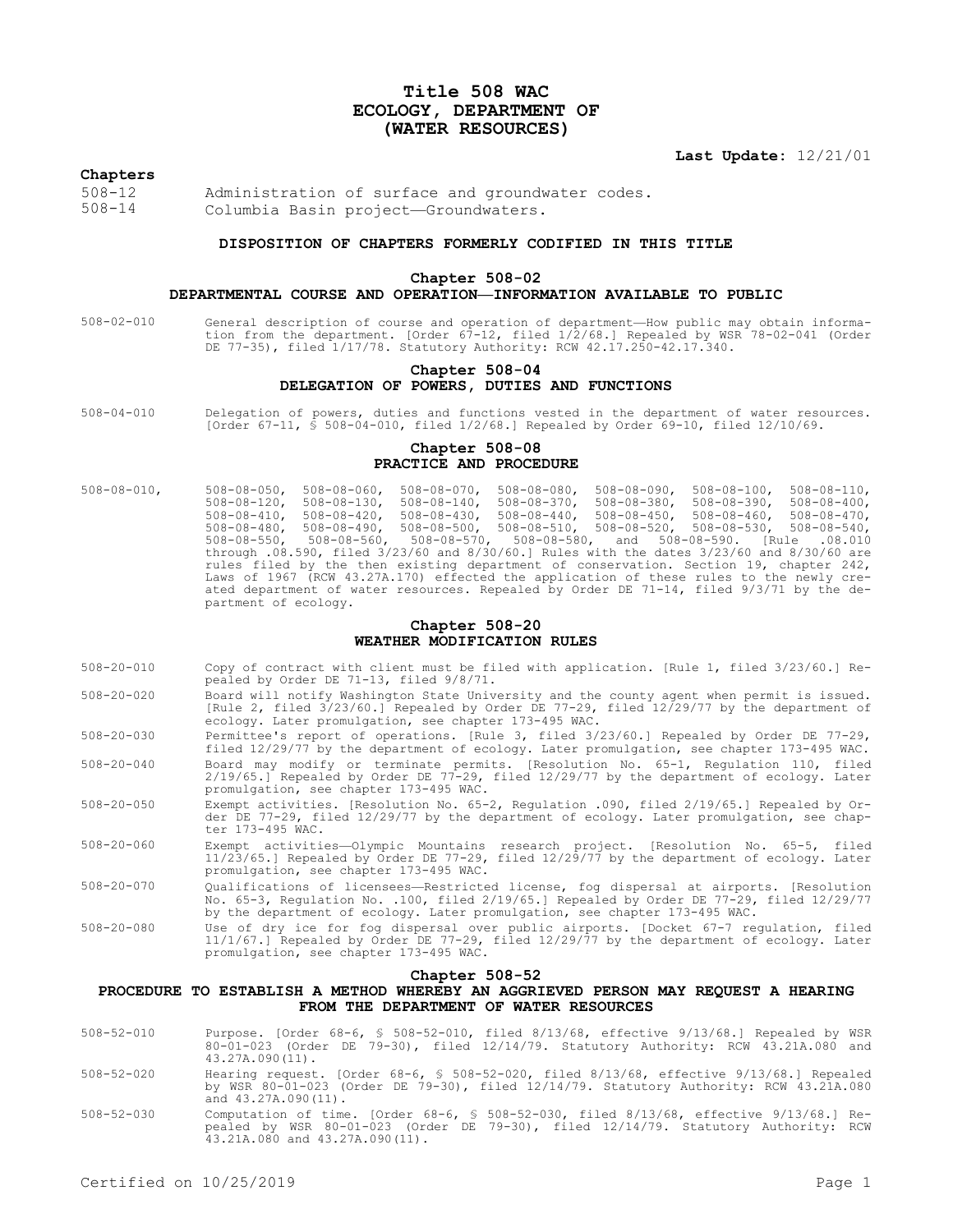# Title 508 WAC
# ECOLOGY, DEPARTMENT OF
# (WATER RESOURCES)

**Last Update:** 12/21/01

**Chapters**

508-12 Administration of surface and groundwater codes.
508-14 Columbia Basin project—Groundwaters.

## DISPOSITION OF CHAPTERS FORMERLY CODIFIED IN THIS TITLE

### Chapter 508-02
### DEPARTMENTAL COURSE AND OPERATION—INFORMATION AVAILABLE TO PUBLIC

508-02-010 General description of course and operation of department—How public may obtain information from the department. [Order 67-12, filed 1/2/68.] Repealed by WSR 78-02-041 (Order DE 77-35), filed 1/17/78. Statutory Authority: RCW 42.17.250-42.17.340.

### Chapter 508-04
### DELEGATION OF POWERS, DUTIES AND FUNCTIONS

508-04-010 Delegation of powers, duties and functions vested in the department of water resources. [Order 67-11, § 508-04-010, filed 1/2/68.] Repealed by Order 69-10, filed 12/10/69.

### Chapter 508-08
### PRACTICE AND PROCEDURE

508-08-010, 508-08-050, 508-08-060, 508-08-070, 508-08-080, 508-08-090, 508-08-100, 508-08-110, 508-08-120, 508-08-130, 508-08-140, 508-08-370, 508-08-380, 508-08-390, 508-08-400, 508-08-410, 508-08-420, 508-08-430, 508-08-440, 508-08-450, 508-08-460, 508-08-470, 508-08-480, 508-08-490, 508-08-500, 508-08-510, 508-08-520, 508-08-530, 508-08-540, 508-08-550, 508-08-560, 508-08-570, 508-08-580, and 508-08-590. [Rule .08.010 through .08.590, filed 3/23/60 and 8/30/60.] Rules with the dates 3/23/60 and 8/30/60 are rules filed by the then existing department of conservation. Section 19, chapter 242, Laws of 1967 (RCW 43.27A.170) effected the application of these rules to the newly created department of water resources. Repealed by Order DE 71-14, filed 9/3/71 by the department of ecology.

### Chapter 508-20
### WEATHER MODIFICATION RULES

508-20-010 Copy of contract with client must be filed with application. [Rule 1, filed 3/23/60.] Repealed by Order DE 71-13, filed 9/8/71.

508-20-020 Board will notify Washington State University and the county agent when permit is issued. [Rule 2, filed 3/23/60.] Repealed by Order DE 77-29, filed 12/29/77 by the department of ecology. Later promulgation, see chapter 173-495 WAC.

508-20-030 Permittee's report of operations. [Rule 3, filed 3/23/60.] Repealed by Order DE 77-29, filed 12/29/77 by the department of ecology. Later promulgation, see chapter 173-495 WAC.

508-20-040 Board may modify or terminate permits. [Resolution No. 65-1, Regulation 110, filed 2/19/65.] Repealed by Order DE 77-29, filed 12/29/77 by the department of ecology. Later promulgation, see chapter 173-495 WAC.

508-20-050 Exempt activities. [Resolution No. 65-2, Regulation .090, filed 2/19/65.] Repealed by Order DE 77-29, filed 12/29/77 by the department of ecology. Later promulgation, see chapter 173-495 WAC.

508-20-060 Exempt activities—Olympic Mountains research project. [Resolution No. 65-5, filed 11/23/65.] Repealed by Order DE 77-29, filed 12/29/77 by the department of ecology. Later promulgation, see chapter 173-495 WAC.

508-20-070 Qualifications of licensees—Restricted license, fog dispersal at airports. [Resolution No. 65-3, Regulation No. .100, filed 2/19/65.] Repealed by Order DE 77-29, filed 12/29/77 by the department of ecology. Later promulgation, see chapter 173-495 WAC.

508-20-080 Use of dry ice for fog dispersal over public airports. [Docket 67-7 regulation, filed 11/1/67.] Repealed by Order DE 77-29, filed 12/29/77 by the department of ecology. Later promulgation, see chapter 173-495 WAC.

### Chapter 508-52
### PROCEDURE TO ESTABLISH A METHOD WHEREBY AN AGGRIEVED PERSON MAY REQUEST A HEARING FROM THE DEPARTMENT OF WATER RESOURCES

508-52-010 Purpose. [Order 68-6, § 508-52-010, filed 8/13/68, effective 9/13/68.] Repealed by WSR 80-01-023 (Order DE 79-30), filed 12/14/79. Statutory Authority: RCW 43.21A.080 and 43.27A.090(11).

508-52-020 Hearing request. [Order 68-6, § 508-52-020, filed 8/13/68, effective 9/13/68.] Repealed by WSR 80-01-023 (Order DE 79-30), filed 12/14/79. Statutory Authority: RCW 43.21A.080 and 43.27A.090(11).

508-52-030 Computation of time. [Order 68-6, § 508-52-030, filed 8/13/68, effective 9/13/68.] Repealed by WSR 80-01-023 (Order DE 79-30), filed 12/14/79. Statutory Authority: RCW 43.21A.080 and 43.27A.090(11).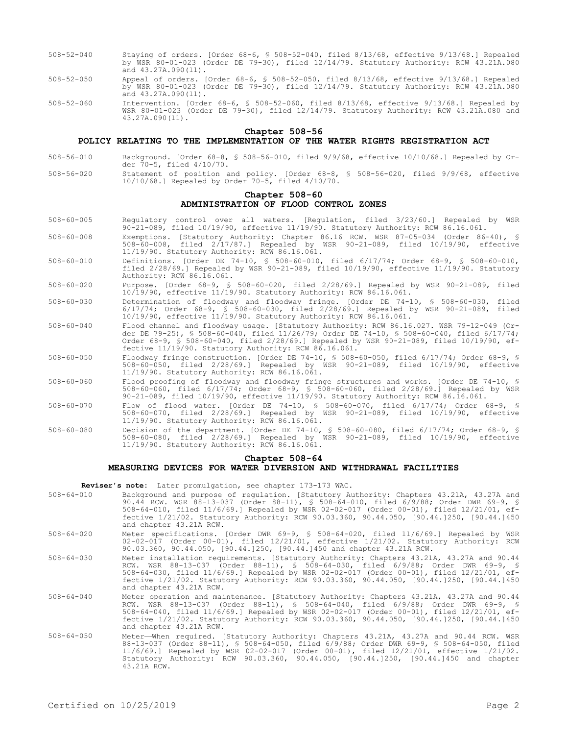508-52-040 Staying of orders. [Order 68-6, § 508-52-040, filed 8/13/68, effective 9/13/68.] Repealed by WSR 80-01-023 (Order DE 79-30), filed 12/14/79. Statutory Authority: RCW 43.21A.080 and 43.27A.090(11).

508-52-050 Appeal of orders. [Order 68-6, § 508-52-050, filed 8/13/68, effective 9/13/68.] Repealed by WSR 80-01-023 (Order DE 79-30), filed 12/14/79. Statutory Authority: RCW 43.21A.080 and 43.27A.090(11).

508-52-060 Intervention. [Order 68-6, § 508-52-060, filed 8/13/68, effective 9/13/68.] Repealed by WSR 80-01-023 (Order DE 79-30), filed 12/14/79. Statutory Authority: RCW 43.21A.080 and 43.27A.090(11).

## Chapter 508-56
## POLICY RELATING TO THE IMPLEMENTATION OF THE WATER RIGHTS REGISTRATION ACT

508-56-010 Background. [Order 68-8, § 508-56-010, filed 9/9/68, effective 10/10/68.] Repealed by Order 70-5, filed 4/10/70.

508-56-020 Statement of position and policy. [Order 68-8, § 508-56-020, filed 9/9/68, effective 10/10/68.] Repealed by Order 70-5, filed 4/10/70.

## Chapter 508-60
## ADMINISTRATION OF FLOOD CONTROL ZONES

508-60-005 Regulatory control over all waters. [Regulation, filed 3/23/60.] Repealed by WSR 90-21-089, filed 10/19/90, effective 11/19/90. Statutory Authority: RCW 86.16.061.

508-60-008 Exemptions. [Statutory Authority: Chapter 86.16 RCW. WSR 87-05-034 (Order 86-40), § 508-60-008, filed 2/17/87.] Repealed by WSR 90-21-089, filed 10/19/90, effective 11/19/90. Statutory Authority: RCW 86.16.061.

508-60-010 Definitions. [Order DE 74-10, § 508-60-010, filed 6/17/74; Order 68-9, § 508-60-010, filed 2/28/69.] Repealed by WSR 90-21-089, filed 10/19/90, effective 11/19/90. Statutory Authority: RCW 86.16.061.

508-60-020 Purpose. [Order 68-9, § 508-60-020, filed 2/28/69.] Repealed by WSR 90-21-089, filed 10/19/90, effective 11/19/90. Statutory Authority: RCW 86.16.061.

508-60-030 Determination of floodway and floodway fringe. [Order DE 74-10, § 508-60-030, filed 6/17/74; Order 68-9, § 508-60-030, filed 2/28/69.] Repealed by WSR 90-21-089, filed 10/19/90, effective 11/19/90. Statutory Authority: RCW 86.16.061.

508-60-040 Flood channel and floodway usage. [Statutory Authority: RCW 86.16.027. WSR 79-12-049 (Order DE 79-25), § 508-60-040, filed 11/26/79; Order DE 74-10, § 508-60-040, filed 6/17/74; Order 68-9, § 508-60-040, filed 2/28/69.] Repealed by WSR 90-21-089, filed 10/19/90, effective 11/19/90. Statutory Authority: RCW 86.16.061.

508-60-050 Floodway fringe construction. [Order DE 74-10, § 508-60-050, filed 6/17/74; Order 68-9, § 508-60-050, filed 2/28/69.] Repealed by WSR 90-21-089, filed 10/19/90, effective 11/19/90. Statutory Authority: RCW 86.16.061.

508-60-060 Flood proofing of floodway and floodway fringe structures and works. [Order DE 74-10, § 508-60-060, filed 6/17/74; Order 68-9, § 508-60-060, filed 2/28/69.] Repealed by WSR 90-21-089, filed 10/19/90, effective 11/19/90. Statutory Authority: RCW 86.16.061.

508-60-070 Flow of flood water. [Order DE 74-10, § 508-60-070, filed 6/17/74; Order 68-9, § 508-60-070, filed 2/28/69.] Repealed by WSR 90-21-089, filed 10/19/90, effective 11/19/90. Statutory Authority: RCW 86.16.061.

508-60-080 Decision of the department. [Order DE 74-10, § 508-60-080, filed 6/17/74; Order 68-9, § 508-60-080, filed 2/28/69.] Repealed by WSR 90-21-089, filed 10/19/90, effective 11/19/90. Statutory Authority: RCW 86.16.061.

## Chapter 508-64
## MEASURING DEVICES FOR WATER DIVERSION AND WITHDRAWAL FACILITIES

**Reviser's note:** Later promulgation, see chapter 173-173 WAC.

508-64-010 Background and purpose of regulation. [Statutory Authority: Chapters 43.21A, 43.27A and 90.44 RCW. WSR 88-13-037 (Order 88-11), § 508-64-010, filed 6/9/88; Order DWR 69-9, § 508-64-010, filed 11/6/69.] Repealed by WSR 02-02-017 (Order 00-01), filed 12/21/01, effective 1/21/02. Statutory Authority: RCW 90.03.360, 90.44.050, [90.44.]250, [90.44.]450 and chapter 43.21A RCW.

508-64-020 Meter specifications. [Order DWR 69-9, § 508-64-020, filed 11/6/69.] Repealed by WSR 02-02-017 (Order 00-01), filed 12/21/01, effective 1/21/02. Statutory Authority: RCW 90.03.360, 90.44.050, [90.44.]250, [90.44.]450 and chapter 43.21A RCW.

508-64-030 Meter installation requirements. [Statutory Authority: Chapters 43.21A, 43.27A and 90.44 RCW. WSR 88-13-037 (Order 88-11), § 508-64-030, filed 6/9/88; Order DWR 69-9, § 508-64-030, filed 11/6/69.] Repealed by WSR 02-02-017 (Order 00-01), filed 12/21/01, effective 1/21/02. Statutory Authority: RCW 90.03.360, 90.44.050, [90.44.]250, [90.44.]450 and chapter 43.21A RCW.

508-64-040 Meter operation and maintenance. [Statutory Authority: Chapters 43.21A, 43.27A and 90.44 RCW. WSR 88-13-037 (Order 88-11), § 508-64-040, filed 6/9/88; Order DWR 69-9, § 508-64-040, filed 11/6/69.] Repealed by WSR 02-02-017 (Order 00-01), filed 12/21/01, effective 1/21/02. Statutory Authority: RCW 90.03.360, 90.44.050, [90.44.]250, [90.44.]450 and chapter 43.21A RCW.

508-64-050 Meter—When required. [Statutory Authority: Chapters 43.21A, 43.27A and 90.44 RCW. WSR 88-13-037 (Order 88-11), § 508-64-050, filed 6/9/88; Order DWR 69-9, § 508-64-050, filed 11/6/69.] Repealed by WSR 02-02-017 (Order 00-01), filed 12/21/01, effective 1/21/02. Statutory Authority: RCW 90.03.360, 90.44.050, [90.44.]250, [90.44.]450 and chapter 43.21A RCW.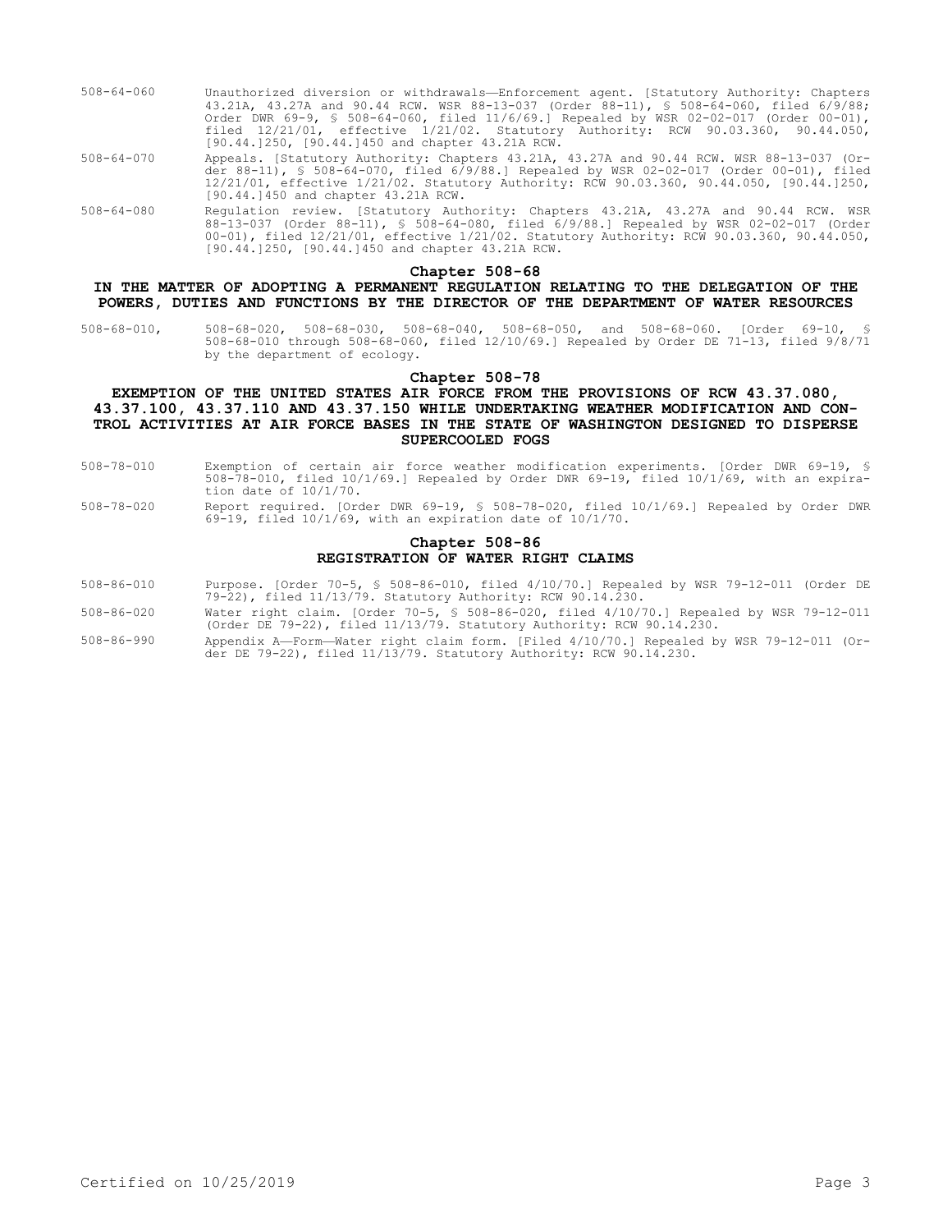508-64-060 Unauthorized diversion or withdrawals—Enforcement agent. [Statutory Authority: Chapters 43.21A, 43.27A and 90.44 RCW. WSR 88-13-037 (Order 88-11), § 508-64-060, filed 6/9/88; Order DWR 69-9, § 508-64-060, filed 11/6/69.] Repealed by WSR 02-02-017 (Order 00-01), filed 12/21/01, effective 1/21/02. Statutory Authority: RCW 90.03.360, 90.44.050, [90.44.]250, [90.44.]450 and chapter 43.21A RCW.

508-64-070 Appeals. [Statutory Authority: Chapters 43.21A, 43.27A and 90.44 RCW. WSR 88-13-037 (Order 88-11), § 508-64-070, filed 6/9/88.] Repealed by WSR 02-02-017 (Order 00-01), filed 12/21/01, effective 1/21/02. Statutory Authority: RCW 90.03.360, 90.44.050, [90.44.]250, [90.44.]450 and chapter 43.21A RCW.

508-64-080 Regulation review. [Statutory Authority: Chapters 43.21A, 43.27A and 90.44 RCW. WSR 88-13-037 (Order 88-11), § 508-64-080, filed 6/9/88.] Repealed by WSR 02-02-017 (Order 00-01), filed 12/21/01, effective 1/21/02. Statutory Authority: RCW 90.03.360, 90.44.050, [90.44.]250, [90.44.]450 and chapter 43.21A RCW.

## Chapter 508-68

## IN THE MATTER OF ADOPTING A PERMANENT REGULATION RELATING TO THE DELEGATION OF THE POWERS, DUTIES AND FUNCTIONS BY THE DIRECTOR OF THE DEPARTMENT OF WATER RESOURCES

508-68-010, 508-68-020, 508-68-030, 508-68-040, 508-68-050, and 508-68-060. [Order 69-10, § 508-68-010 through 508-68-060, filed 12/10/69.] Repealed by Order DE 71-13, filed 9/8/71 by the department of ecology.

## Chapter 508-78

## EXEMPTION OF THE UNITED STATES AIR FORCE FROM THE PROVISIONS OF RCW 43.37.080, 43.37.100, 43.37.110 AND 43.37.150 WHILE UNDERTAKING WEATHER MODIFICATION AND CONTROL ACTIVITIES AT AIR FORCE BASES IN THE STATE OF WASHINGTON DESIGNED TO DISPERSE SUPERCOOLED FOGS

508-78-010 Exemption of certain air force weather modification experiments. [Order DWR 69-19, § 508-78-010, filed 10/1/69.] Repealed by Order DWR 69-19, filed 10/1/69, with an expiration date of 10/1/70.

508-78-020 Report required. [Order DWR 69-19, § 508-78-020, filed 10/1/69.] Repealed by Order DWR 69-19, filed 10/1/69, with an expiration date of 10/1/70.

## Chapter 508-86

## REGISTRATION OF WATER RIGHT CLAIMS

508-86-010 Purpose. [Order 70-5, § 508-86-010, filed 4/10/70.] Repealed by WSR 79-12-011 (Order DE 79-22), filed 11/13/79. Statutory Authority: RCW 90.14.230.

508-86-020 Water right claim. [Order 70-5, § 508-86-020, filed 4/10/70.] Repealed by WSR 79-12-011 (Order DE 79-22), filed 11/13/79. Statutory Authority: RCW 90.14.230.

508-86-990 Appendix A—Form—Water right claim form. [Filed 4/10/70.] Repealed by WSR 79-12-011 (Order DE 79-22), filed 11/13/79. Statutory Authority: RCW 90.14.230.